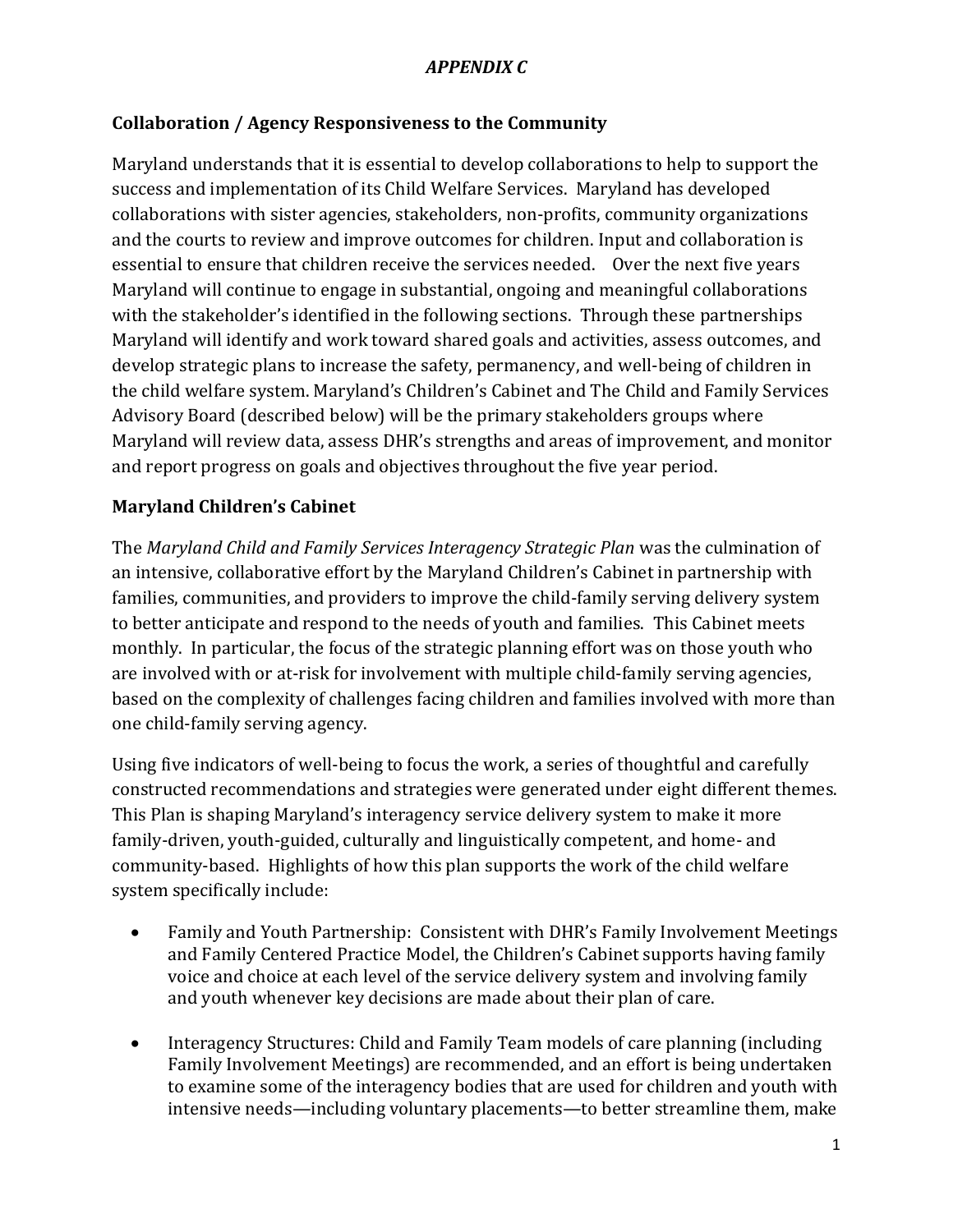*APPENDIX C*

## Collaboration / Agency Responsiveness to the Community

Maryland understands that it is essential to develop collaborations to help to support the success and implementation of its Child Welfare Services. Maryland has developed collaborations with sister agencies, stakeholders, non-profits, community organizations and the courts to review and improve outcomes for children. Input and collaboration is essential to ensure that children receive the services needed. Over the next five years Maryland will continue to engage in substantial, ongoing and meaningful collaborations with the stakeholder's identified in the following sections. Through these partnerships Maryland will identify and work toward shared goals and activities, assess outcomes, and develop strategic plans to increase the safety, permanency, and well-being of children in the child welfare system. Maryland's Children's Cabinet and The Child and Family Services Advisory Board (described below) will be the primary stakeholders groups where Maryland will review data, assess DHR's strengths and areas of improvement, and monitor and report progress on goals and objectives throughout the five year period.

## Maryland Children's Cabinet

The *Maryland Child and Family Services Interagency Strategic Plan* was the culmination of an intensive, collaborative effort by the Maryland Children's Cabinet in partnership with families, communities, and providers to improve the child-family serving delivery system to better anticipate and respond to the needs of youth and families. This Cabinet meets monthly. In particular, the focus of the strategic planning effort was on those youth who are involved with or at-risk for involvement with multiple child-family serving agencies, based on the complexity of challenges facing children and families involved with more than one child-family serving agency.

Using five indicators of well-being to focus the work, a series of thoughtful and carefully constructed recommendations and strategies were generated under eight different themes. This Plan is shaping Maryland's interagency service delivery system to make it more family-driven, youth-guided, culturally and linguistically competent, and home- and community-based. Highlights of how this plan supports the work of the child welfare system specifically include:

- Family and Youth Partnership: Consistent with DHR's Family Involvement Meetings and Family Centered Practice Model, the Children's Cabinet supports having family voice and choice at each level of the service delivery system and involving family and youth whenever key decisions are made about their plan of care.

- Interagency Structures: Child and Family Team models of care planning (including Family Involvement Meetings) are recommended, and an effort is being undertaken to examine some of the interagency bodies that are used for children and youth with intensive needs—including voluntary placements—to better streamline them, make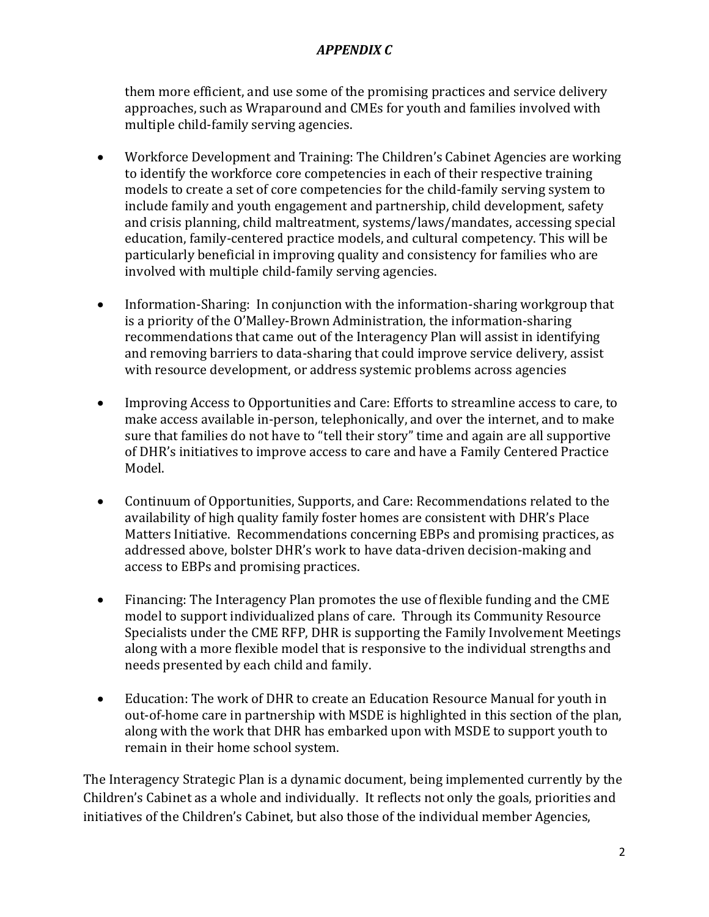them more efficient, and use some of the promising practices and service delivery approaches, such as Wraparound and CMEs for youth and families involved with multiple child-family serving agencies.

- Workforce Development and Training: The Children's Cabinet Agencies are working to identify the workforce core competencies in each of their respective training models to create a set of core competencies for the child-family serving system to include family and youth engagement and partnership, child development, safety and crisis planning, child maltreatment, systems/laws/mandates, accessing special education, family-centered practice models, and cultural competency. This will be particularly beneficial in improving quality and consistency for families who are involved with multiple child-family serving agencies.

- Information-Sharing: In conjunction with the information-sharing workgroup that is a priority of the O'Malley-Brown Administration, the information-sharing recommendations that came out of the Interagency Plan will assist in identifying and removing barriers to data-sharing that could improve service delivery, assist with resource development, or address systemic problems across agencies

- Improving Access to Opportunities and Care: Efforts to streamline access to care, to make access available in-person, telephonically, and over the internet, and to make sure that families do not have to "tell their story" time and again are all supportive of DHR's initiatives to improve access to care and have a Family Centered Practice Model.

- Continuum of Opportunities, Supports, and Care: Recommendations related to the availability of high quality family foster homes are consistent with DHR's Place Matters Initiative. Recommendations concerning EBPs and promising practices, as addressed above, bolster DHR's work to have data-driven decision-making and access to EBPs and promising practices.

- Financing: The Interagency Plan promotes the use of flexible funding and the CME model to support individualized plans of care. Through its Community Resource Specialists under the CME RFP, DHR is supporting the Family Involvement Meetings along with a more flexible model that is responsive to the individual strengths and needs presented by each child and family.

- Education: The work of DHR to create an Education Resource Manual for youth in out-of-home care in partnership with MSDE is highlighted in this section of the plan, along with the work that DHR has embarked upon with MSDE to support youth to remain in their home school system.

The Interagency Strategic Plan is a dynamic document, being implemented currently by the Children's Cabinet as a whole and individually. It reflects not only the goals, priorities and initiatives of the Children's Cabinet, but also those of the individual member Agencies,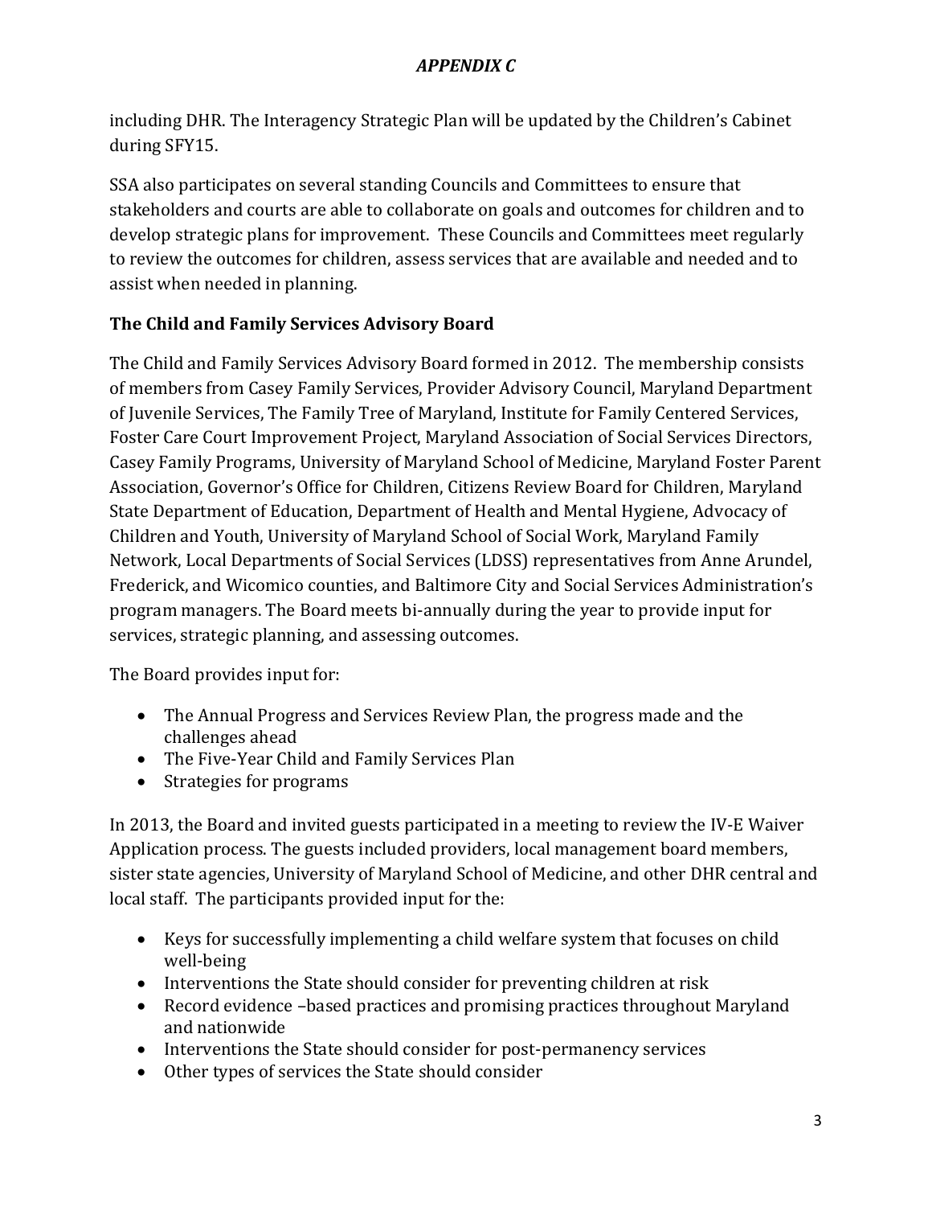including DHR. The Interagency Strategic Plan will be updated by the Children's Cabinet during SFY15.

SSA also participates on several standing Councils and Committees to ensure that stakeholders and courts are able to collaborate on goals and outcomes for children and to develop strategic plans for improvement. These Councils and Committees meet regularly to review the outcomes for children, assess services that are available and needed and to assist when needed in planning.

## The Child and Family Services Advisory Board

The Child and Family Services Advisory Board formed in 2012. The membership consists of members from Casey Family Services, Provider Advisory Council, Maryland Department of Juvenile Services, The Family Tree of Maryland, Institute for Family Centered Services, Foster Care Court Improvement Project, Maryland Association of Social Services Directors, Casey Family Programs, University of Maryland School of Medicine, Maryland Foster Parent Association, Governor's Office for Children, Citizens Review Board for Children, Maryland State Department of Education, Department of Health and Mental Hygiene, Advocacy of Children and Youth, University of Maryland School of Social Work, Maryland Family Network, Local Departments of Social Services (LDSS) representatives from Anne Arundel, Frederick, and Wicomico counties, and Baltimore City and Social Services Administration's program managers. The Board meets bi-annually during the year to provide input for services, strategic planning, and assessing outcomes.

The Board provides input for:

- The Annual Progress and Services Review Plan, the progress made and the challenges ahead
- The Five-Year Child and Family Services Plan
- Strategies for programs

In 2013, the Board and invited guests participated in a meeting to review the IV-E Waiver Application process. The guests included providers, local management board members, sister state agencies, University of Maryland School of Medicine, and other DHR central and local staff. The participants provided input for the:

- Keys for successfully implementing a child welfare system that focuses on child well-being
- Interventions the State should consider for preventing children at risk
- Record evidence –based practices and promising practices throughout Maryland and nationwide
- Interventions the State should consider for post-permanency services
- Other types of services the State should consider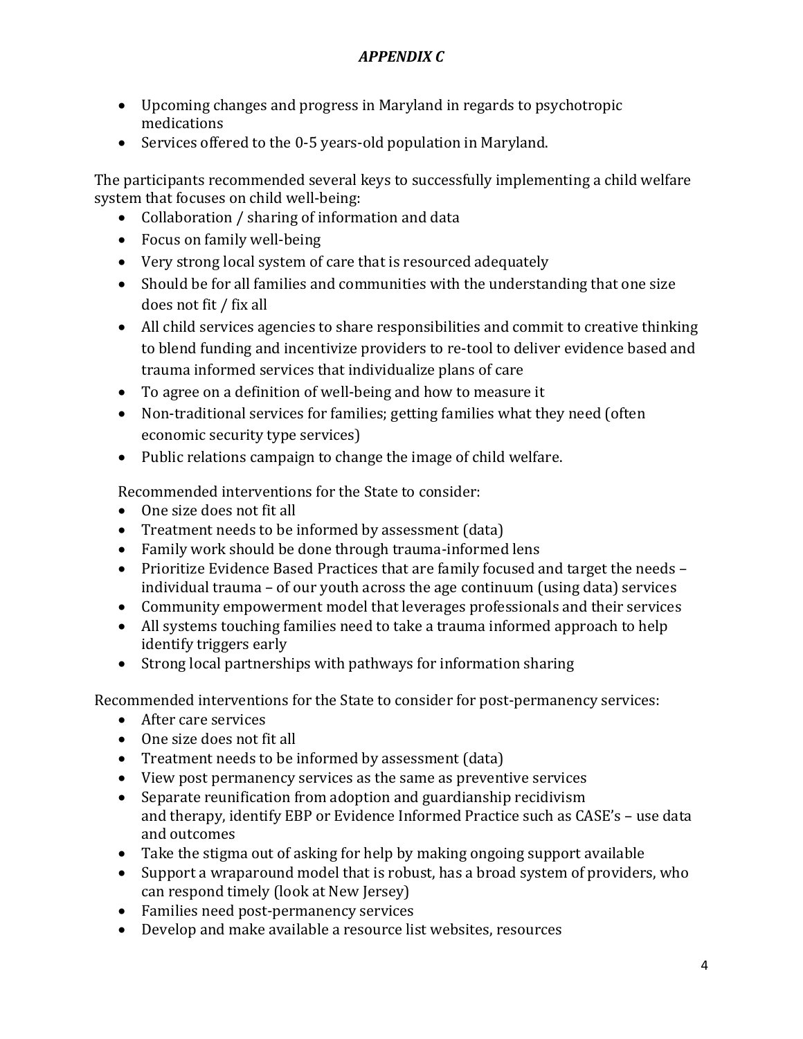## *APPENDIX C*

- Upcoming changes and progress in Maryland in regards to psychotropic medications
- Services offered to the 0-5 years-old population in Maryland.

The participants recommended several keys to successfully implementing a child welfare system that focuses on child well-being:

- Collaboration / sharing of information and data
- Focus on family well-being
- Very strong local system of care that is resourced adequately
- Should be for all families and communities with the understanding that one size does not fit / fix all
- All child services agencies to share responsibilities and commit to creative thinking to blend funding and incentivize providers to re-tool to deliver evidence based and trauma informed services that individualize plans of care
- To agree on a definition of well-being and how to measure it
- Non-traditional services for families; getting families what they need (often economic security type services)
- Public relations campaign to change the image of child welfare.

Recommended interventions for the State to consider:

- One size does not fit all
- Treatment needs to be informed by assessment (data)
- Family work should be done through trauma-informed lens
- Prioritize Evidence Based Practices that are family focused and target the needs – individual trauma – of our youth across the age continuum (using data) services
- Community empowerment model that leverages professionals and their services
- All systems touching families need to take a trauma informed approach to help identify triggers early
- Strong local partnerships with pathways for information sharing

Recommended interventions for the State to consider for post-permanency services:

- After care services
- One size does not fit all
- Treatment needs to be informed by assessment (data)
- View post permanency services as the same as preventive services
- Separate reunification from adoption and guardianship recidivism and therapy, identify EBP or Evidence Informed Practice such as CASE's – use data and outcomes
- Take the stigma out of asking for help by making ongoing support available
- Support a wraparound model that is robust, has a broad system of providers, who can respond timely (look at New Jersey)
- Families need post-permanency services
- Develop and make available a resource list websites, resources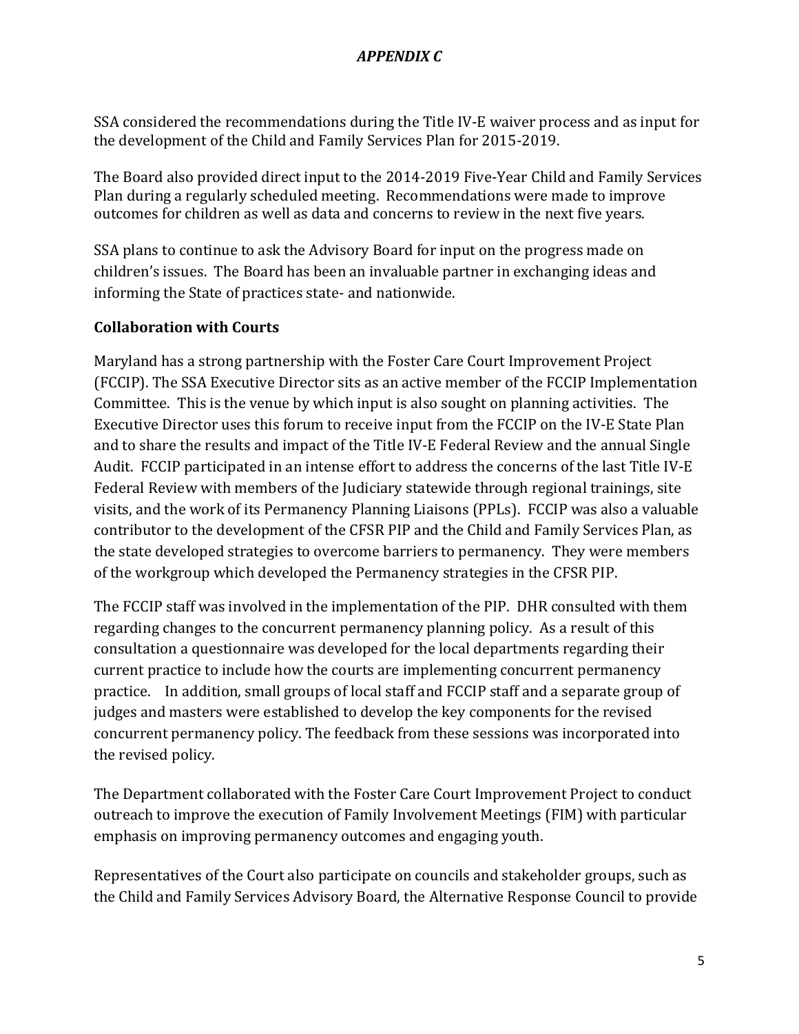SSA considered the recommendations during the Title IV-E waiver process and as input for the development of the Child and Family Services Plan for 2015-2019.

The Board also provided direct input to the 2014-2019 Five-Year Child and Family Services Plan during a regularly scheduled meeting. Recommendations were made to improve outcomes for children as well as data and concerns to review in the next five years.

SSA plans to continue to ask the Advisory Board for input on the progress made on children's issues. The Board has been an invaluable partner in exchanging ideas and informing the State of practices state- and nationwide.

**Collaboration with Courts**

Maryland has a strong partnership with the Foster Care Court Improvement Project (FCCIP). The SSA Executive Director sits as an active member of the FCCIP Implementation Committee. This is the venue by which input is also sought on planning activities. The Executive Director uses this forum to receive input from the FCCIP on the IV-E State Plan and to share the results and impact of the Title IV-E Federal Review and the annual Single Audit. FCCIP participated in an intense effort to address the concerns of the last Title IV-E Federal Review with members of the Judiciary statewide through regional trainings, site visits, and the work of its Permanency Planning Liaisons (PPLs). FCCIP was also a valuable contributor to the development of the CFSR PIP and the Child and Family Services Plan, as the state developed strategies to overcome barriers to permanency. They were members of the workgroup which developed the Permanency strategies in the CFSR PIP.

The FCCIP staff was involved in the implementation of the PIP. DHR consulted with them regarding changes to the concurrent permanency planning policy. As a result of this consultation a questionnaire was developed for the local departments regarding their current practice to include how the courts are implementing concurrent permanency practice. In addition, small groups of local staff and FCCIP staff and a separate group of judges and masters were established to develop the key components for the revised concurrent permanency policy. The feedback from these sessions was incorporated into the revised policy.

The Department collaborated with the Foster Care Court Improvement Project to conduct outreach to improve the execution of Family Involvement Meetings (FIM) with particular emphasis on improving permanency outcomes and engaging youth.

Representatives of the Court also participate on councils and stakeholder groups, such as the Child and Family Services Advisory Board, the Alternative Response Council to provide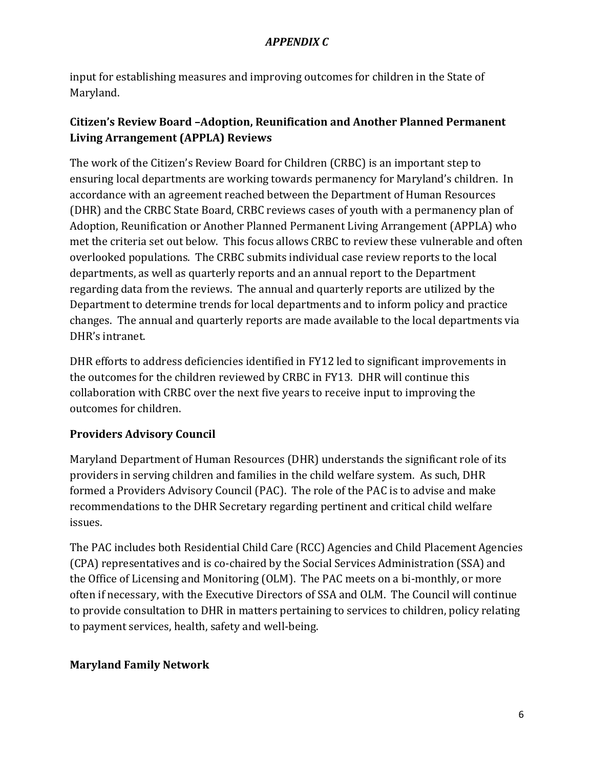input for establishing measures and improving outcomes for children in the State of Maryland.

### Citizen's Review Board –Adoption, Reunification and Another Planned Permanent Living Arrangement (APPLA) Reviews

The work of the Citizen's Review Board for Children (CRBC) is an important step to ensuring local departments are working towards permanency for Maryland's children. In accordance with an agreement reached between the Department of Human Resources (DHR) and the CRBC State Board, CRBC reviews cases of youth with a permanency plan of Adoption, Reunification or Another Planned Permanent Living Arrangement (APPLA) who met the criteria set out below. This focus allows CRBC to review these vulnerable and often overlooked populations. The CRBC submits individual case review reports to the local departments, as well as quarterly reports and an annual report to the Department regarding data from the reviews. The annual and quarterly reports are utilized by the Department to determine trends for local departments and to inform policy and practice changes. The annual and quarterly reports are made available to the local departments via DHR's intranet.

DHR efforts to address deficiencies identified in FY12 led to significant improvements in the outcomes for the children reviewed by CRBC in FY13. DHR will continue this collaboration with CRBC over the next five years to receive input to improving the outcomes for children.

### Providers Advisory Council

Maryland Department of Human Resources (DHR) understands the significant role of its providers in serving children and families in the child welfare system. As such, DHR formed a Providers Advisory Council (PAC). The role of the PAC is to advise and make recommendations to the DHR Secretary regarding pertinent and critical child welfare issues.

The PAC includes both Residential Child Care (RCC) Agencies and Child Placement Agencies (CPA) representatives and is co-chaired by the Social Services Administration (SSA) and the Office of Licensing and Monitoring (OLM). The PAC meets on a bi-monthly, or more often if necessary, with the Executive Directors of SSA and OLM. The Council will continue to provide consultation to DHR in matters pertaining to services to children, policy relating to payment services, health, safety and well-being.

### Maryland Family Network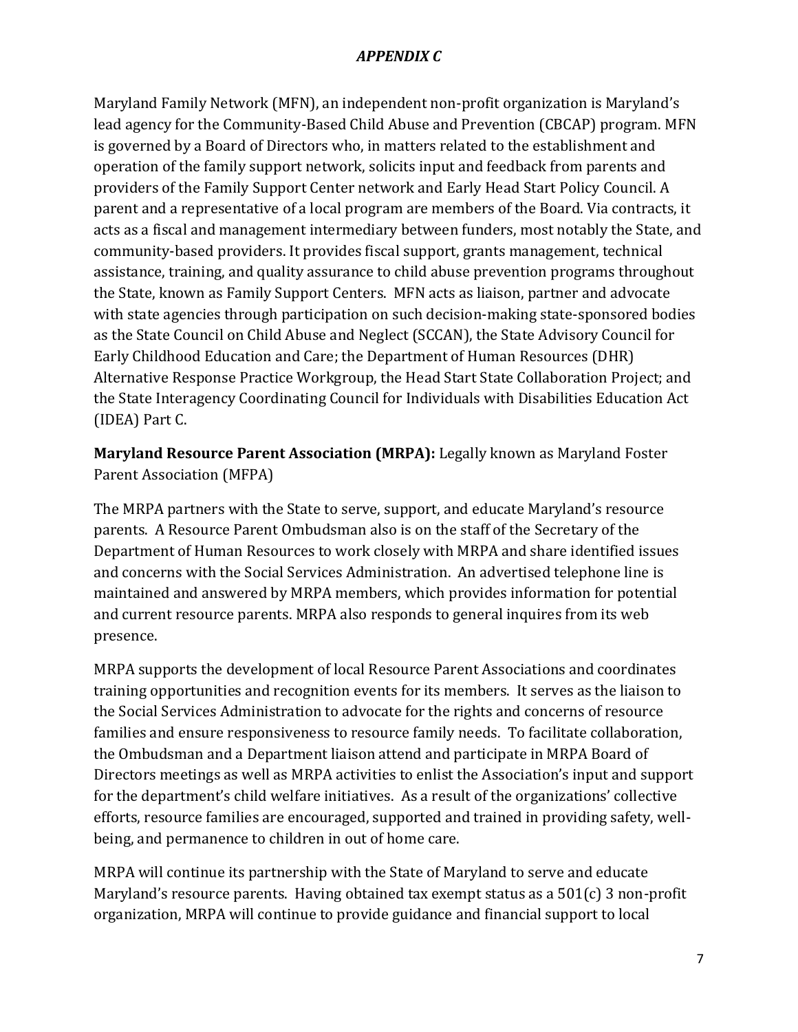*APPENDIX C*

Maryland Family Network (MFN), an independent non-profit organization is Maryland's lead agency for the Community-Based Child Abuse and Prevention (CBCAP) program. MFN is governed by a Board of Directors who, in matters related to the establishment and operation of the family support network, solicits input and feedback from parents and providers of the Family Support Center network and Early Head Start Policy Council. A parent and a representative of a local program are members of the Board. Via contracts, it acts as a fiscal and management intermediary between funders, most notably the State, and community-based providers. It provides fiscal support, grants management, technical assistance, training, and quality assurance to child abuse prevention programs throughout the State, known as Family Support Centers. MFN acts as liaison, partner and advocate with state agencies through participation on such decision-making state-sponsored bodies as the State Council on Child Abuse and Neglect (SCCAN), the State Advisory Council for Early Childhood Education and Care; the Department of Human Resources (DHR) Alternative Response Practice Workgroup, the Head Start State Collaboration Project; and the State Interagency Coordinating Council for Individuals with Disabilities Education Act (IDEA) Part C.

**Maryland Resource Parent Association (MRPA):** Legally known as Maryland Foster Parent Association (MFPA)

The MRPA partners with the State to serve, support, and educate Maryland's resource parents. A Resource Parent Ombudsman also is on the staff of the Secretary of the Department of Human Resources to work closely with MRPA and share identified issues and concerns with the Social Services Administration. An advertised telephone line is maintained and answered by MRPA members, which provides information for potential and current resource parents. MRPA also responds to general inquires from its web presence.

MRPA supports the development of local Resource Parent Associations and coordinates training opportunities and recognition events for its members. It serves as the liaison to the Social Services Administration to advocate for the rights and concerns of resource families and ensure responsiveness to resource family needs. To facilitate collaboration, the Ombudsman and a Department liaison attend and participate in MRPA Board of Directors meetings as well as MRPA activities to enlist the Association's input and support for the department's child welfare initiatives. As a result of the organizations' collective efforts, resource families are encouraged, supported and trained in providing safety, well-being, and permanence to children in out of home care.

MRPA will continue its partnership with the State of Maryland to serve and educate Maryland's resource parents. Having obtained tax exempt status as a 501(c) 3 non-profit organization, MRPA will continue to provide guidance and financial support to local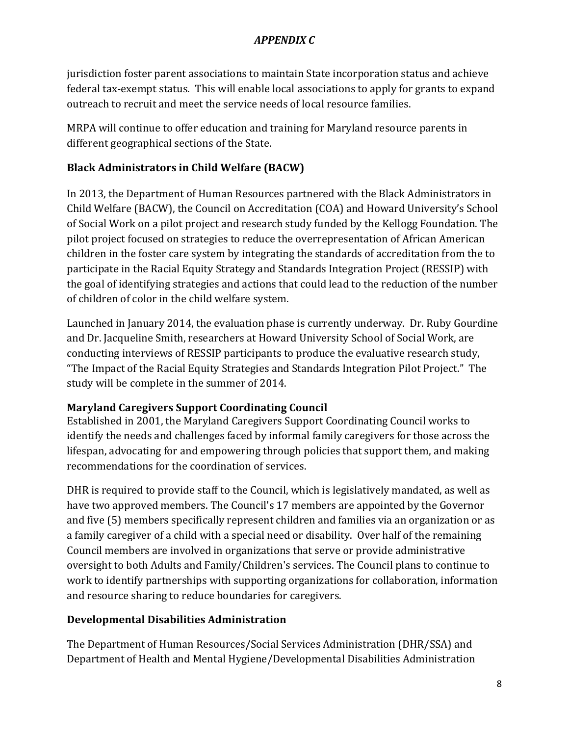jurisdiction foster parent associations to maintain State incorporation status and achieve federal tax-exempt status. This will enable local associations to apply for grants to expand outreach to recruit and meet the service needs of local resource families.

MRPA will continue to offer education and training for Maryland resource parents in different geographical sections of the State.

## Black Administrators in Child Welfare (BACW)

In 2013, the Department of Human Resources partnered with the Black Administrators in Child Welfare (BACW), the Council on Accreditation (COA) and Howard University's School of Social Work on a pilot project and research study funded by the Kellogg Foundation. The pilot project focused on strategies to reduce the overrepresentation of African American children in the foster care system by integrating the standards of accreditation from the to participate in the Racial Equity Strategy and Standards Integration Project (RESSIP) with the goal of identifying strategies and actions that could lead to the reduction of the number of children of color in the child welfare system.

Launched in January 2014, the evaluation phase is currently underway. Dr. Ruby Gourdine and Dr. Jacqueline Smith, researchers at Howard University School of Social Work, are conducting interviews of RESSIP participants to produce the evaluative research study, "The Impact of the Racial Equity Strategies and Standards Integration Pilot Project." The study will be complete in the summer of 2014.

## Maryland Caregivers Support Coordinating Council

Established in 2001, the Maryland Caregivers Support Coordinating Council works to identify the needs and challenges faced by informal family caregivers for those across the lifespan, advocating for and empowering through policies that support them, and making recommendations for the coordination of services.

DHR is required to provide staff to the Council, which is legislatively mandated, as well as have two approved members. The Council's 17 members are appointed by the Governor and five (5) members specifically represent children and families via an organization or as a family caregiver of a child with a special need or disability. Over half of the remaining Council members are involved in organizations that serve or provide administrative oversight to both Adults and Family/Children's services. The Council plans to continue to work to identify partnerships with supporting organizations for collaboration, information and resource sharing to reduce boundaries for caregivers.

## Developmental Disabilities Administration

The Department of Human Resources/Social Services Administration (DHR/SSA) and Department of Health and Mental Hygiene/Developmental Disabilities Administration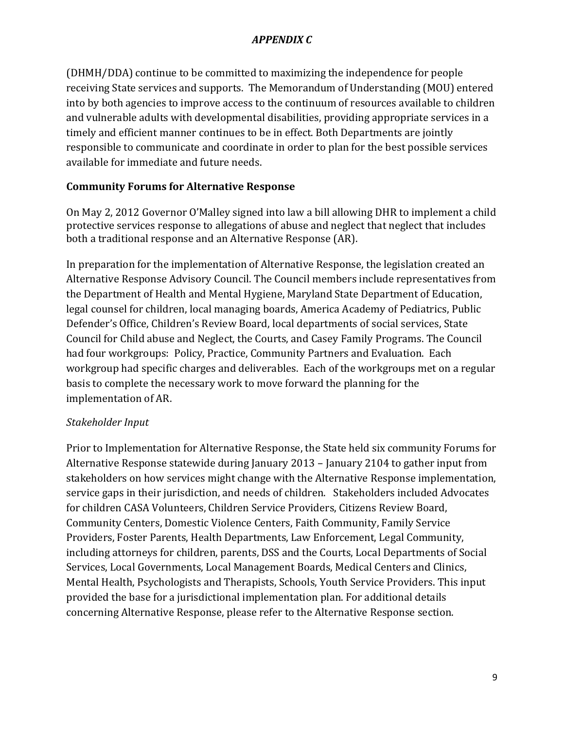(DHMH/DDA) continue to be committed to maximizing the independence for people receiving State services and supports. The Memorandum of Understanding (MOU) entered into by both agencies to improve access to the continuum of resources available to children and vulnerable adults with developmental disabilities, providing appropriate services in a timely and efficient manner continues to be in effect. Both Departments are jointly responsible to communicate and coordinate in order to plan for the best possible services available for immediate and future needs.

## Community Forums for Alternative Response

On May 2, 2012 Governor O'Malley signed into law a bill allowing DHR to implement a child protective services response to allegations of abuse and neglect that neglect that includes both a traditional response and an Alternative Response (AR).

In preparation for the implementation of Alternative Response, the legislation created an Alternative Response Advisory Council. The Council members include representatives from the Department of Health and Mental Hygiene, Maryland State Department of Education, legal counsel for children, local managing boards, America Academy of Pediatrics, Public Defender's Office, Children's Review Board, local departments of social services, State Council for Child abuse and Neglect, the Courts, and Casey Family Programs. The Council had four workgroups: Policy, Practice, Community Partners and Evaluation. Each workgroup had specific charges and deliverables. Each of the workgroups met on a regular basis to complete the necessary work to move forward the planning for the implementation of AR.

### *Stakeholder Input*

Prior to Implementation for Alternative Response, the State held six community Forums for Alternative Response statewide during January 2013 – January 2104 to gather input from stakeholders on how services might change with the Alternative Response implementation, service gaps in their jurisdiction, and needs of children. Stakeholders included Advocates for children CASA Volunteers, Children Service Providers, Citizens Review Board, Community Centers, Domestic Violence Centers, Faith Community, Family Service Providers, Foster Parents, Health Departments, Law Enforcement, Legal Community, including attorneys for children, parents, DSS and the Courts, Local Departments of Social Services, Local Governments, Local Management Boards, Medical Centers and Clinics, Mental Health, Psychologists and Therapists, Schools, Youth Service Providers. This input provided the base for a jurisdictional implementation plan. For additional details concerning Alternative Response, please refer to the Alternative Response section.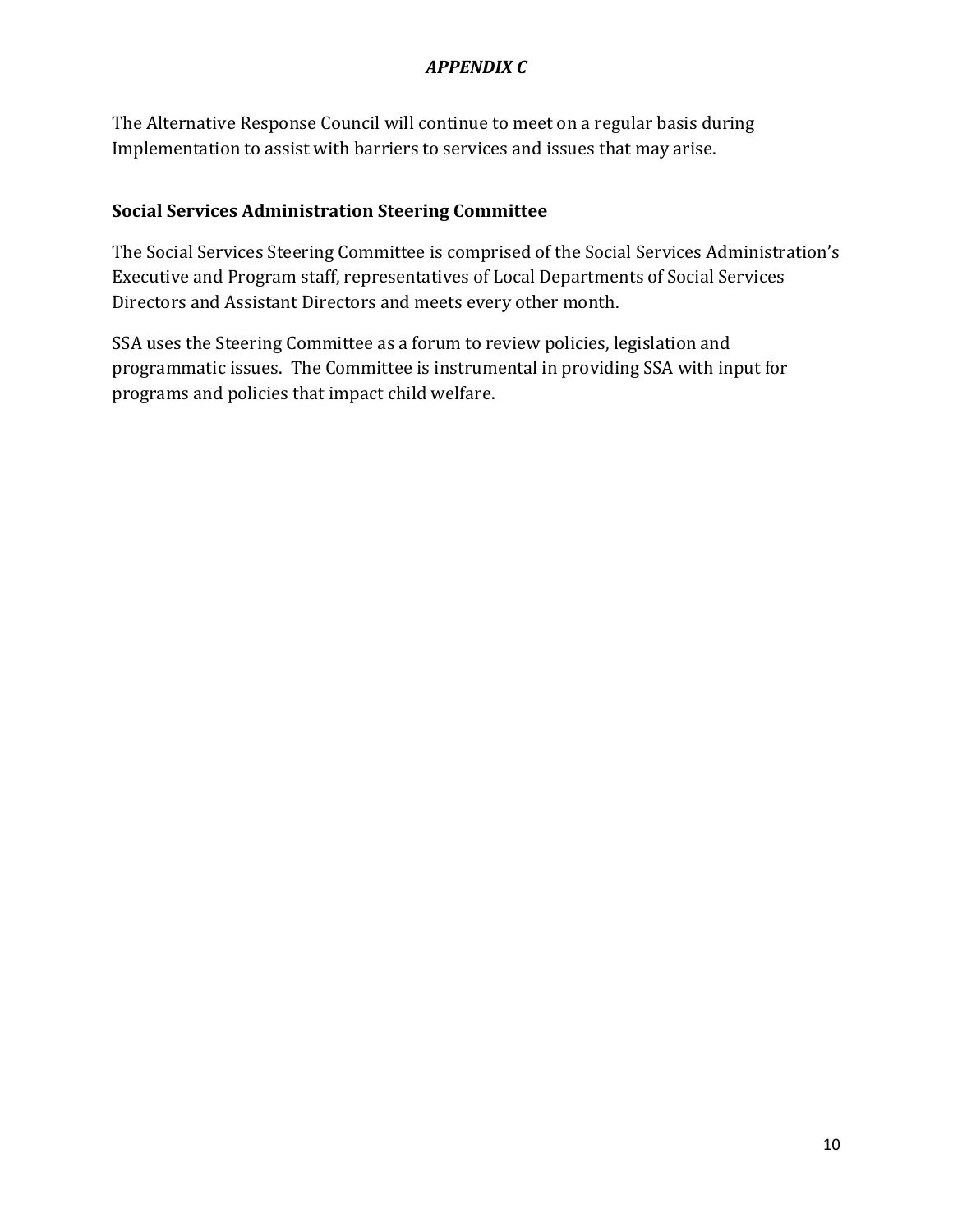*APPENDIX C*

The Alternative Response Council will continue to meet on a regular basis during Implementation to assist with barriers to services and issues that may arise.

**Social Services Administration Steering Committee**

The Social Services Steering Committee is comprised of the Social Services Administration's Executive and Program staff, representatives of Local Departments of Social Services Directors and Assistant Directors and meets every other month.

SSA uses the Steering Committee as a forum to review policies, legislation and programmatic issues. The Committee is instrumental in providing SSA with input for programs and policies that impact child welfare.